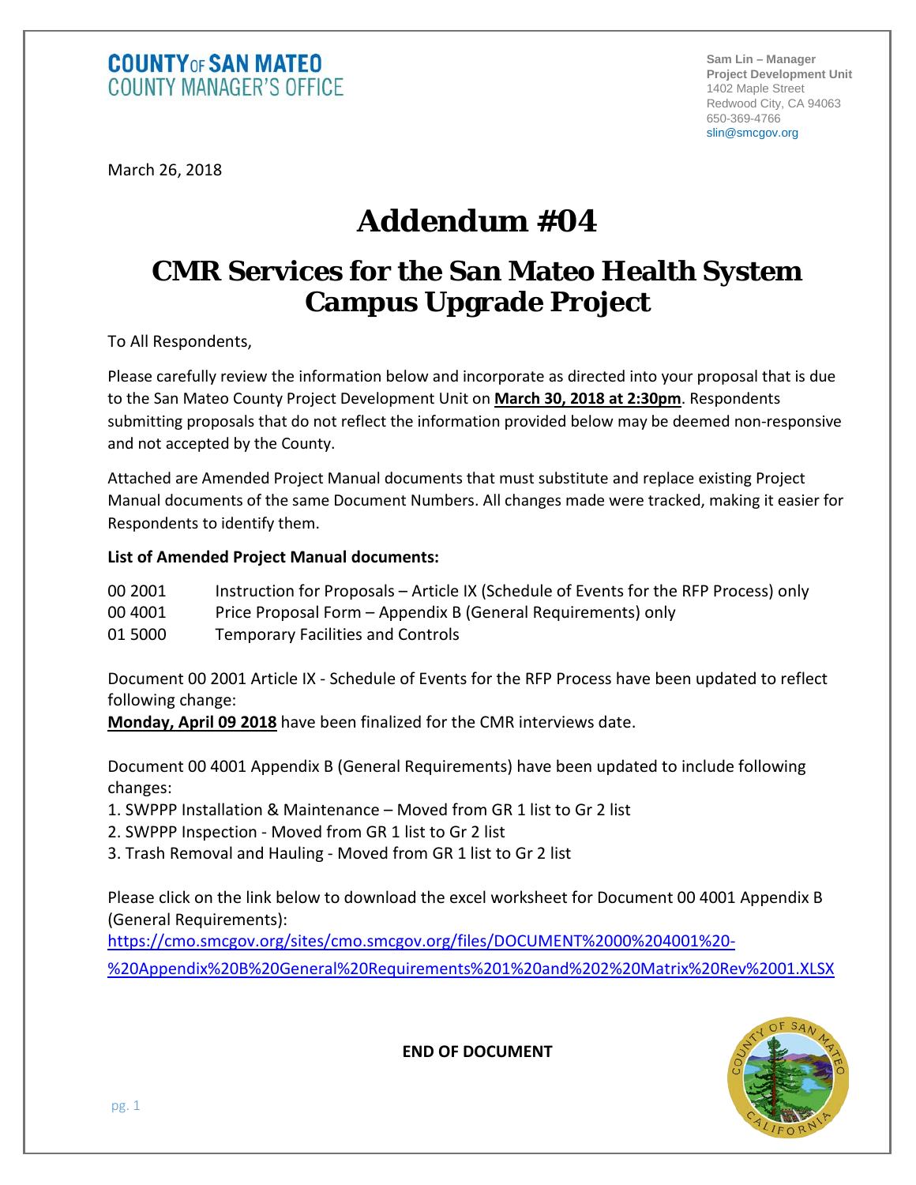**COUNTY OF SAN MATEO**
**COUNTY MANAGER'S OFFICE**

**Sam Lin – Manager**
**Project Development Unit**
1402 Maple Street
Redwood City, CA 94063
650-369-4766
slin@smcgov.org

March 26, 2018

# Addendum #04

## CMR Services for the San Mateo Health System Campus Upgrade Project

To All Respondents,

Please carefully review the information below and incorporate as directed into your proposal that is due to the San Mateo County Project Development Unit on **March 30, 2018 at 2:30pm**. Respondents submitting proposals that do not reflect the information provided below may be deemed non-responsive and not accepted by the County.

Attached are Amended Project Manual documents that must substitute and replace existing Project Manual documents of the same Document Numbers. All changes made were tracked, making it easier for Respondents to identify them.

**List of Amended Project Manual documents:**

| | |
|---|---|
| 00 2001 | Instruction for Proposals – Article IX (Schedule of Events for the RFP Process) only |
| 00 4001 | Price Proposal Form – Appendix B (General Requirements) only |
| 01 5000 | Temporary Facilities and Controls |

Document 00 2001 Article IX - Schedule of Events for the RFP Process have been updated to reflect following change:
**Monday, April 09 2018** have been finalized for the CMR interviews date.

Document 00 4001 Appendix B (General Requirements) have been updated to include following changes:

1. SWPPP Installation & Maintenance – Moved from GR 1 list to Gr 2 list
2. SWPPP Inspection - Moved from GR 1 list to Gr 2 list
3. Trash Removal and Hauling - Moved from GR 1 list to Gr 2 list

Please click on the link below to download the excel worksheet for Document 00 4001 Appendix B (General Requirements):
https://cmo.smcgov.org/sites/cmo.smcgov.org/files/DOCUMENT%2000%204001%20-%20Appendix%20B%20General%20Requirements%201%20and%202%20Matrix%20Rev%2001.XLSX

**END OF DOCUMENT**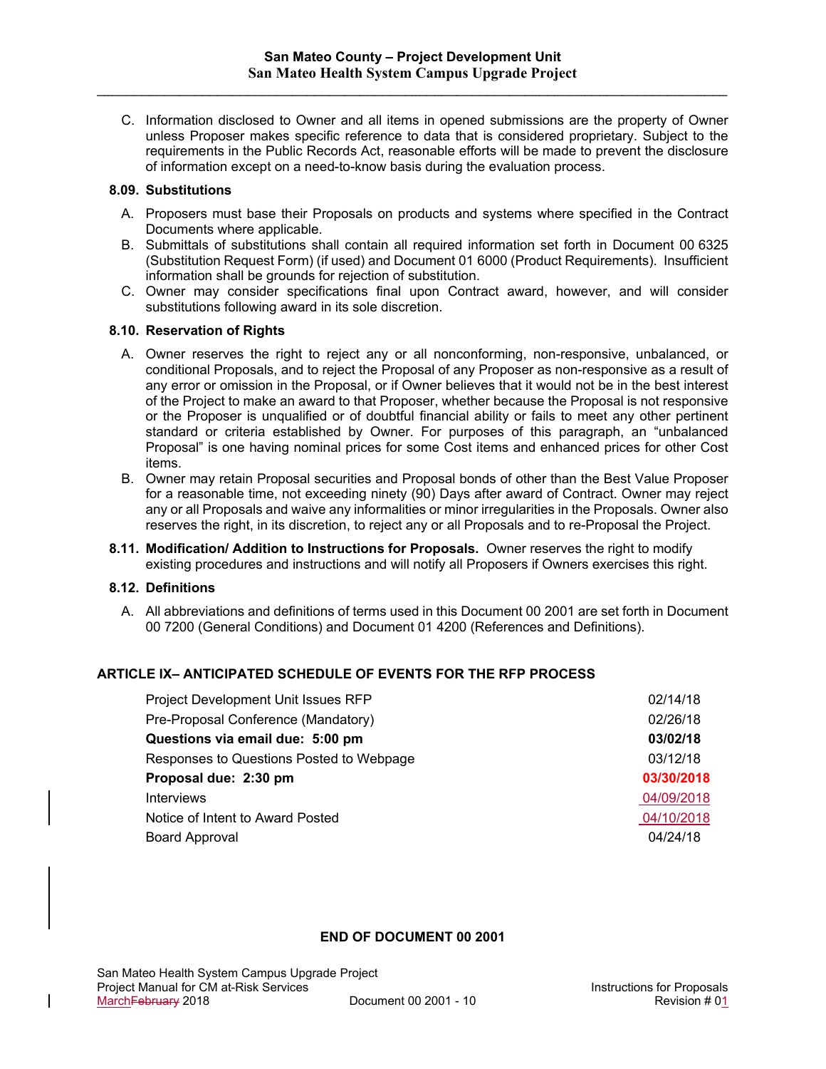C. Information disclosed to Owner and all items in opened submissions are the property of Owner unless Proposer makes specific reference to data that is considered proprietary. Subject to the requirements in the Public Records Act, reasonable efforts will be made to prevent the disclosure of information except on a need-to-know basis during the evaluation process.

### 8.09. Substitutions

A. Proposers must base their Proposals on products and systems where specified in the Contract Documents where applicable.

B. Submittals of substitutions shall contain all required information set forth in Document 00 6325 (Substitution Request Form) (if used) and Document 01 6000 (Product Requirements). Insufficient information shall be grounds for rejection of substitution.

C. Owner may consider specifications final upon Contract award, however, and will consider substitutions following award in its sole discretion.

### 8.10. Reservation of Rights

A. Owner reserves the right to reject any or all nonconforming, non-responsive, unbalanced, or conditional Proposals, and to reject the Proposal of any Proposer as non-responsive as a result of any error or omission in the Proposal, or if Owner believes that it would not be in the best interest of the Project to make an award to that Proposer, whether because the Proposal is not responsive or the Proposer is unqualified or of doubtful financial ability or fails to meet any other pertinent standard or criteria established by Owner. For purposes of this paragraph, an "unbalanced Proposal" is one having nominal prices for some Cost items and enhanced prices for other Cost items.

B. Owner may retain Proposal securities and Proposal bonds of other than the Best Value Proposer for a reasonable time, not exceeding ninety (90) Days after award of Contract. Owner may reject any or all Proposals and waive any informalities or minor irregularities in the Proposals. Owner also reserves the right, in its discretion, to reject any or all Proposals and to re-Proposal the Project.

**8.11. Modification/ Addition to Instructions for Proposals.** Owner reserves the right to modify existing procedures and instructions and will notify all Proposers if Owners exercises this right.

### 8.12. Definitions

A. All abbreviations and definitions of terms used in this Document 00 2001 are set forth in Document 00 7200 (General Conditions) and Document 01 4200 (References and Definitions).

## ARTICLE IX– ANTICIPATED SCHEDULE OF EVENTS FOR THE RFP PROCESS

| Event | Date |
|---|---|
| Project Development Unit Issues RFP | 02/14/18 |
| Pre-Proposal Conference (Mandatory) | 02/26/18 |
| **Questions via email due: 5:00 pm** | **03/02/18** |
| Responses to Questions Posted to Webpage | 03/12/18 |
| **Proposal due: 2:30 pm** | **03/30/2018** |
| Interviews | 04/09/2018 |
| Notice of Intent to Award Posted | 04/10/2018 |
| Board Approval | 04/24/18 |

**END OF DOCUMENT 00 2001**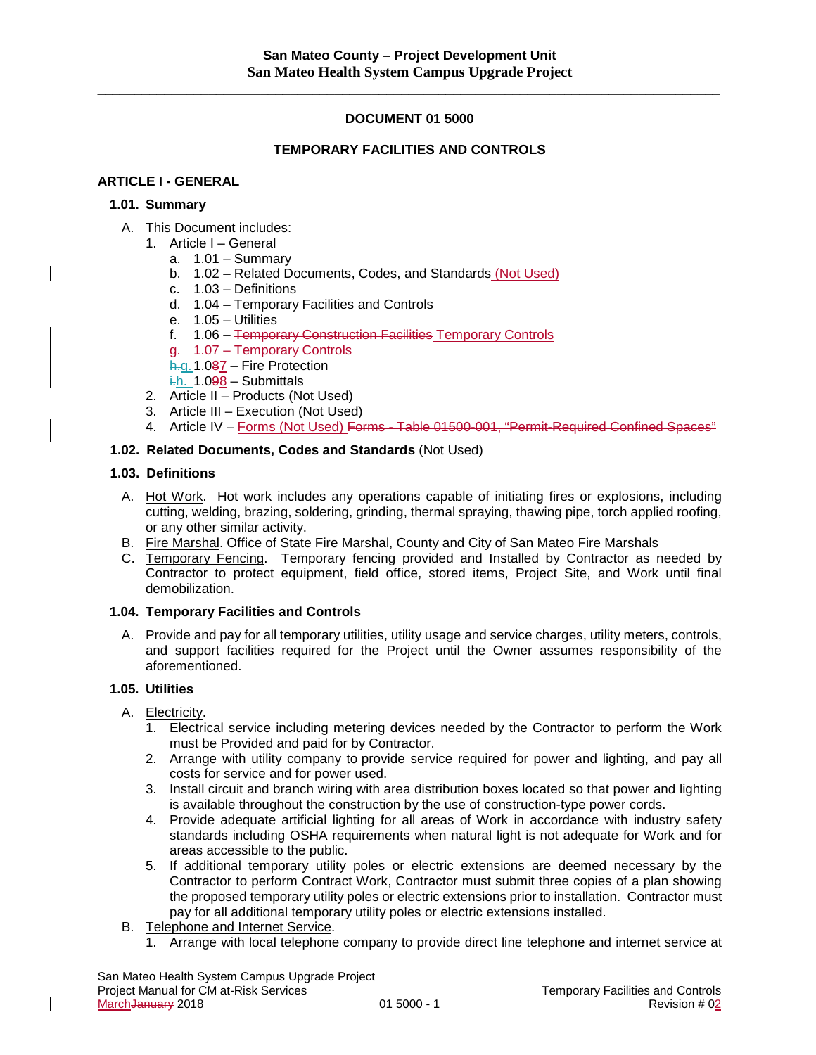# DOCUMENT 01 5000

## TEMPORARY FACILITIES AND CONTROLS

### ARTICLE I - GENERAL

#### 1.01. Summary

A. This Document includes:

1. Article I – General
   - a. 1.01 – Summary
   - b. 1.02 – Related Documents, Codes, and Standards (Not Used)
   - c. 1.03 – Definitions
   - d. 1.04 – Temporary Facilities and Controls
   - e. 1.05 – Utilities
   - f. 1.06 – ~~Temporary Construction Facilities~~ Temporary Controls
   - ~~g. 1.07 – Temporary Controls~~
   - ~~h.~~g. 1.0~~8~~7 – Fire Protection
   - ~~i.~~h. 1.0~~9~~8 – Submittals
2. Article II – Products (Not Used)
3. Article III – Execution (Not Used)
4. Article IV – Forms (Not Used) ~~Forms - Table 01500-001, "Permit-Required Confined Spaces"~~

#### 1.02. Related Documents, Codes and Standards (Not Used)

#### 1.03. Definitions

A. Hot Work. Hot work includes any operations capable of initiating fires or explosions, including cutting, welding, brazing, soldering, grinding, thermal spraying, thawing pipe, torch applied roofing, or any other similar activity.

B. Fire Marshal. Office of State Fire Marshal, County and City of San Mateo Fire Marshals

C. Temporary Fencing. Temporary fencing provided and Installed by Contractor as needed by Contractor to protect equipment, field office, stored items, Project Site, and Work until final demobilization.

#### 1.04. Temporary Facilities and Controls

A. Provide and pay for all temporary utilities, utility usage and service charges, utility meters, controls, and support facilities required for the Project until the Owner assumes responsibility of the aforementioned.

#### 1.05. Utilities

A. Electricity.

1. Electrical service including metering devices needed by the Contractor to perform the Work must be Provided and paid for by Contractor.
2. Arrange with utility company to provide service required for power and lighting, and pay all costs for service and for power used.
3. Install circuit and branch wiring with area distribution boxes located so that power and lighting is available throughout the construction by the use of construction-type power cords.
4. Provide adequate artificial lighting for all areas of Work in accordance with industry safety standards including OSHA requirements when natural light is not adequate for Work and for areas accessible to the public.
5. If additional temporary utility poles or electric extensions are deemed necessary by the Contractor to perform Contract Work, Contractor must submit three copies of a plan showing the proposed temporary utility poles or electric extensions prior to installation. Contractor must pay for all additional temporary utility poles or electric extensions installed.

B. Telephone and Internet Service.

1. Arrange with local telephone company to provide direct line telephone and internet service at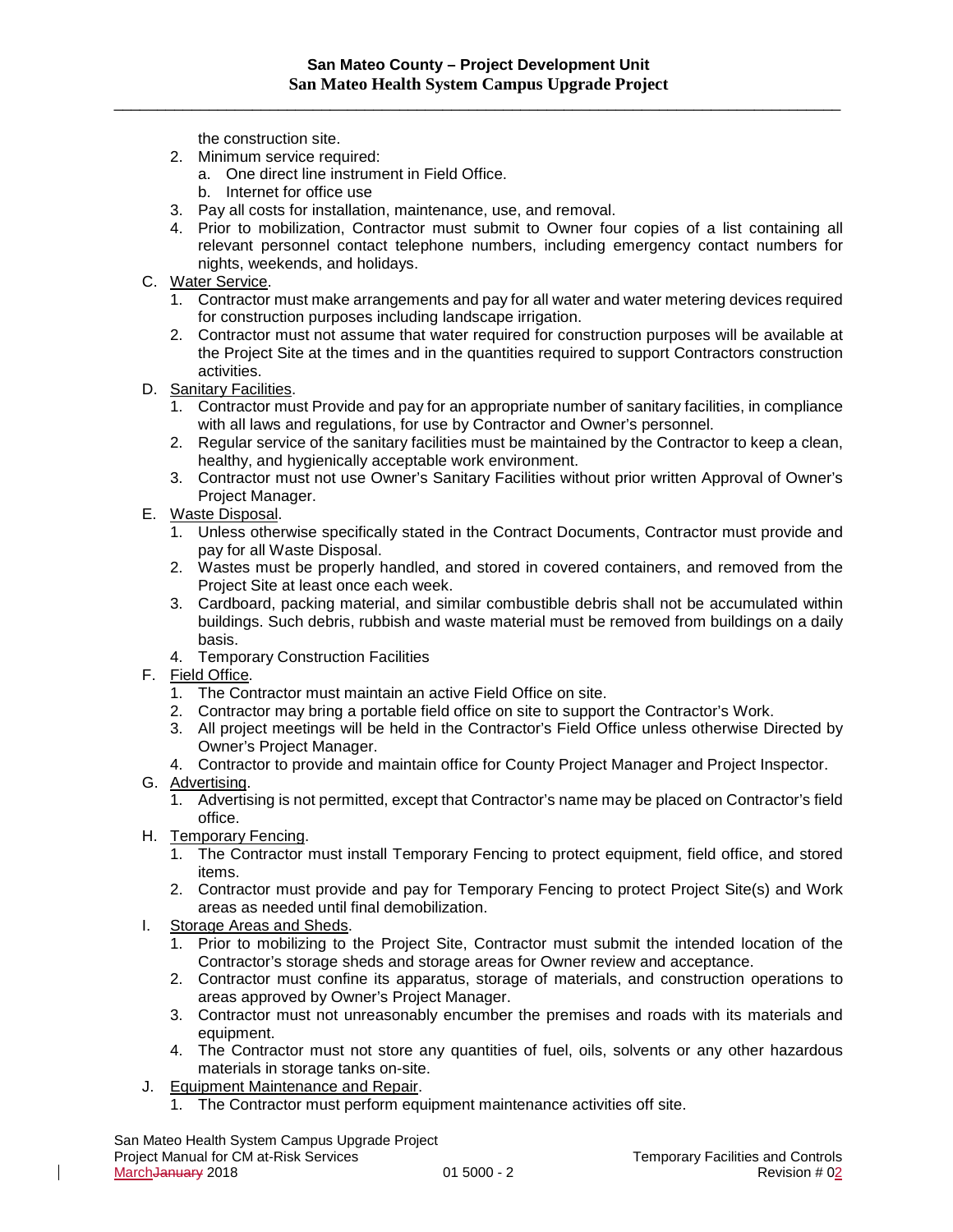the construction site.

2. Minimum service required:
   a. One direct line instrument in Field Office.
   b. Internet for office use
3. Pay all costs for installation, maintenance, use, and removal.
4. Prior to mobilization, Contractor must submit to Owner four copies of a list containing all relevant personnel contact telephone numbers, including emergency contact numbers for nights, weekends, and holidays.

C. Water Service.

1. Contractor must make arrangements and pay for all water and water metering devices required for construction purposes including landscape irrigation.
2. Contractor must not assume that water required for construction purposes will be available at the Project Site at the times and in the quantities required to support Contractors construction activities.

D. Sanitary Facilities.

1. Contractor must Provide and pay for an appropriate number of sanitary facilities, in compliance with all laws and regulations, for use by Contractor and Owner's personnel.
2. Regular service of the sanitary facilities must be maintained by the Contractor to keep a clean, healthy, and hygienically acceptable work environment.
3. Contractor must not use Owner's Sanitary Facilities without prior written Approval of Owner's Project Manager.

E. Waste Disposal.

1. Unless otherwise specifically stated in the Contract Documents, Contractor must provide and pay for all Waste Disposal.
2. Wastes must be properly handled, and stored in covered containers, and removed from the Project Site at least once each week.
3. Cardboard, packing material, and similar combustible debris shall not be accumulated within buildings. Such debris, rubbish and waste material must be removed from buildings on a daily basis.
4. Temporary Construction Facilities

F. Field Office.

1. The Contractor must maintain an active Field Office on site.
2. Contractor may bring a portable field office on site to support the Contractor's Work.
3. All project meetings will be held in the Contractor's Field Office unless otherwise Directed by Owner's Project Manager.
4. Contractor to provide and maintain office for County Project Manager and Project Inspector.

G. Advertising.

1. Advertising is not permitted, except that Contractor's name may be placed on Contractor's field office.

H. Temporary Fencing.

1. The Contractor must install Temporary Fencing to protect equipment, field office, and stored items.
2. Contractor must provide and pay for Temporary Fencing to protect Project Site(s) and Work areas as needed until final demobilization.

I. Storage Areas and Sheds.

1. Prior to mobilizing to the Project Site, Contractor must submit the intended location of the Contractor's storage sheds and storage areas for Owner review and acceptance.
2. Contractor must confine its apparatus, storage of materials, and construction operations to areas approved by Owner's Project Manager.
3. Contractor must not unreasonably encumber the premises and roads with its materials and equipment.
4. The Contractor must not store any quantities of fuel, oils, solvents or any other hazardous materials in storage tanks on-site.

J. Equipment Maintenance and Repair.

1. The Contractor must perform equipment maintenance activities off site.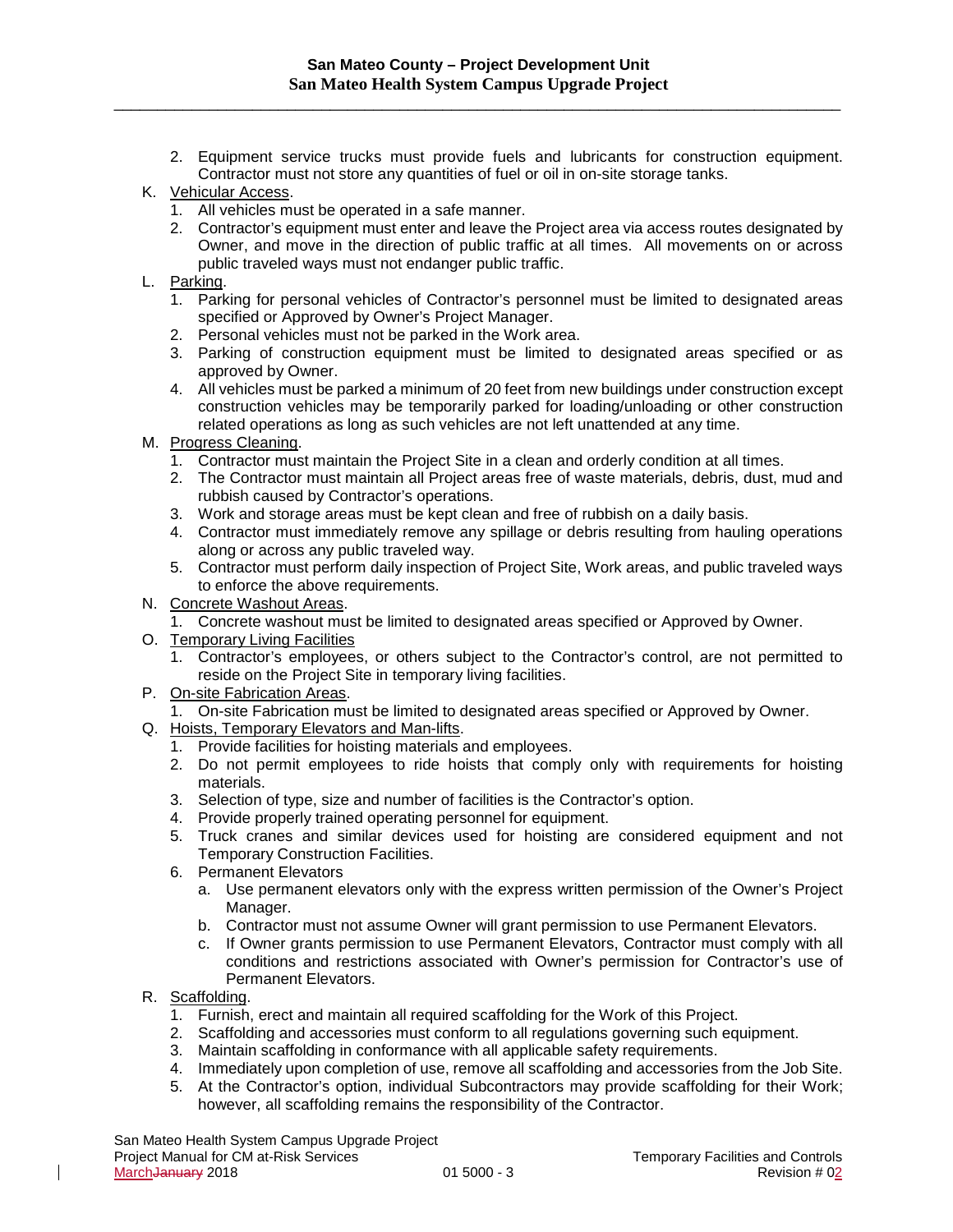2. Equipment service trucks must provide fuels and lubricants for construction equipment. Contractor must not store any quantities of fuel or oil in on-site storage tanks.

K. Vehicular Access.
   1. All vehicles must be operated in a safe manner.
   2. Contractor's equipment must enter and leave the Project area via access routes designated by Owner, and move in the direction of public traffic at all times. All movements on or across public traveled ways must not endanger public traffic.

L. Parking.
   1. Parking for personal vehicles of Contractor's personnel must be limited to designated areas specified or Approved by Owner's Project Manager.
   2. Personal vehicles must not be parked in the Work area.
   3. Parking of construction equipment must be limited to designated areas specified or as approved by Owner.
   4. All vehicles must be parked a minimum of 20 feet from new buildings under construction except construction vehicles may be temporarily parked for loading/unloading or other construction related operations as long as such vehicles are not left unattended at any time.

M. Progress Cleaning.
   1. Contractor must maintain the Project Site in a clean and orderly condition at all times.
   2. The Contractor must maintain all Project areas free of waste materials, debris, dust, mud and rubbish caused by Contractor's operations.
   3. Work and storage areas must be kept clean and free of rubbish on a daily basis.
   4. Contractor must immediately remove any spillage or debris resulting from hauling operations along or across any public traveled way.
   5. Contractor must perform daily inspection of Project Site, Work areas, and public traveled ways to enforce the above requirements.

N. Concrete Washout Areas.
   1. Concrete washout must be limited to designated areas specified or Approved by Owner.

O. Temporary Living Facilities
   1. Contractor's employees, or others subject to the Contractor's control, are not permitted to reside on the Project Site in temporary living facilities.

P. On-site Fabrication Areas.
   1. On-site Fabrication must be limited to designated areas specified or Approved by Owner.

Q. Hoists, Temporary Elevators and Man-lifts.
   1. Provide facilities for hoisting materials and employees.
   2. Do not permit employees to ride hoists that comply only with requirements for hoisting materials.
   3. Selection of type, size and number of facilities is the Contractor's option.
   4. Provide properly trained operating personnel for equipment.
   5. Truck cranes and similar devices used for hoisting are considered equipment and not Temporary Construction Facilities.
   6. Permanent Elevators
      a. Use permanent elevators only with the express written permission of the Owner's Project Manager.
      b. Contractor must not assume Owner will grant permission to use Permanent Elevators.
      c. If Owner grants permission to use Permanent Elevators, Contractor must comply with all conditions and restrictions associated with Owner's permission for Contractor's use of Permanent Elevators.

R. Scaffolding.
   1. Furnish, erect and maintain all required scaffolding for the Work of this Project.
   2. Scaffolding and accessories must conform to all regulations governing such equipment.
   3. Maintain scaffolding in conformance with all applicable safety requirements.
   4. Immediately upon completion of use, remove all scaffolding and accessories from the Job Site.
   5. At the Contractor's option, individual Subcontractors may provide scaffolding for their Work; however, all scaffolding remains the responsibility of the Contractor.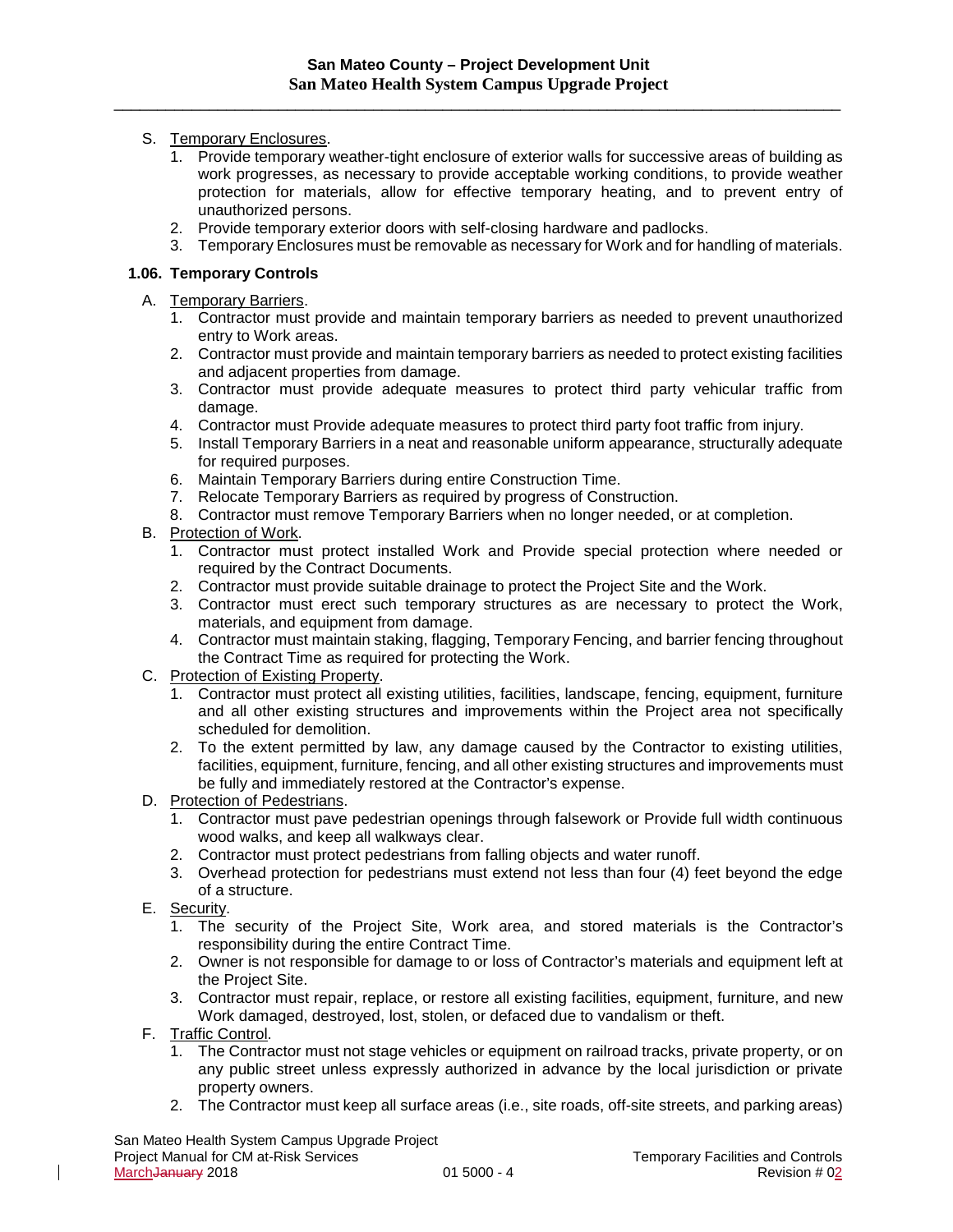S. Temporary Enclosures.
   1. Provide temporary weather-tight enclosure of exterior walls for successive areas of building as work progresses, as necessary to provide acceptable working conditions, to provide weather protection for materials, allow for effective temporary heating, and to prevent entry of unauthorized persons.
   2. Provide temporary exterior doors with self-closing hardware and padlocks.
   3. Temporary Enclosures must be removable as necessary for Work and for handling of materials.

### 1.06. Temporary Controls

A. Temporary Barriers.
   1. Contractor must provide and maintain temporary barriers as needed to prevent unauthorized entry to Work areas.
   2. Contractor must provide and maintain temporary barriers as needed to protect existing facilities and adjacent properties from damage.
   3. Contractor must provide adequate measures to protect third party vehicular traffic from damage.
   4. Contractor must Provide adequate measures to protect third party foot traffic from injury.
   5. Install Temporary Barriers in a neat and reasonable uniform appearance, structurally adequate for required purposes.
   6. Maintain Temporary Barriers during entire Construction Time.
   7. Relocate Temporary Barriers as required by progress of Construction.
   8. Contractor must remove Temporary Barriers when no longer needed, or at completion.

B. Protection of Work.
   1. Contractor must protect installed Work and Provide special protection where needed or required by the Contract Documents.
   2. Contractor must provide suitable drainage to protect the Project Site and the Work.
   3. Contractor must erect such temporary structures as are necessary to protect the Work, materials, and equipment from damage.
   4. Contractor must maintain staking, flagging, Temporary Fencing, and barrier fencing throughout the Contract Time as required for protecting the Work.

C. Protection of Existing Property.
   1. Contractor must protect all existing utilities, facilities, landscape, fencing, equipment, furniture and all other existing structures and improvements within the Project area not specifically scheduled for demolition.
   2. To the extent permitted by law, any damage caused by the Contractor to existing utilities, facilities, equipment, furniture, fencing, and all other existing structures and improvements must be fully and immediately restored at the Contractor's expense.

D. Protection of Pedestrians.
   1. Contractor must pave pedestrian openings through falsework or Provide full width continuous wood walks, and keep all walkways clear.
   2. Contractor must protect pedestrians from falling objects and water runoff.
   3. Overhead protection for pedestrians must extend not less than four (4) feet beyond the edge of a structure.

E. Security.
   1. The security of the Project Site, Work area, and stored materials is the Contractor's responsibility during the entire Contract Time.
   2. Owner is not responsible for damage to or loss of Contractor's materials and equipment left at the Project Site.
   3. Contractor must repair, replace, or restore all existing facilities, equipment, furniture, and new Work damaged, destroyed, lost, stolen, or defaced due to vandalism or theft.

F. Traffic Control.
   1. The Contractor must not stage vehicles or equipment on railroad tracks, private property, or on any public street unless expressly authorized in advance by the local jurisdiction or private property owners.
   2. The Contractor must keep all surface areas (i.e., site roads, off-site streets, and parking areas)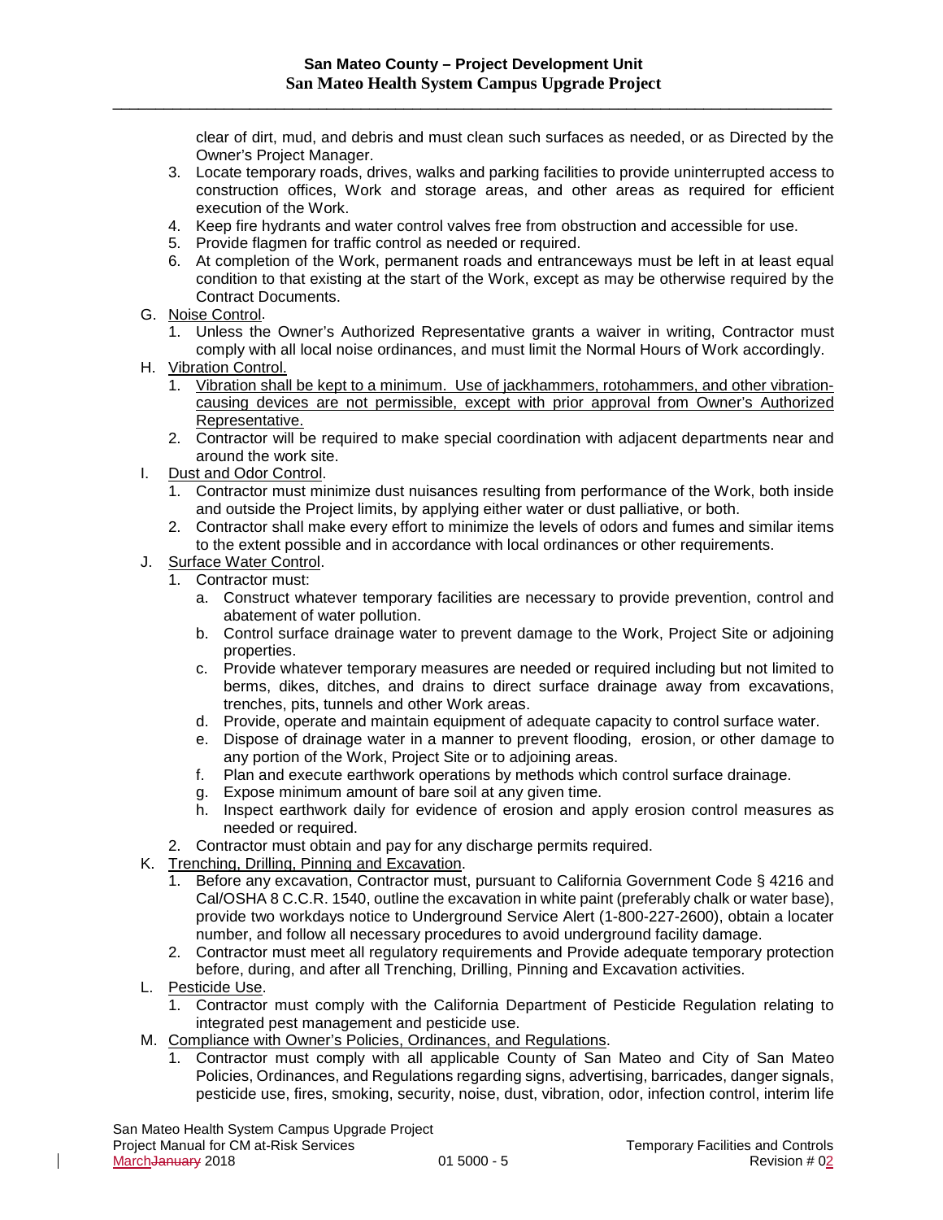clear of dirt, mud, and debris and must clean such surfaces as needed, or as Directed by the Owner's Project Manager.

3. Locate temporary roads, drives, walks and parking facilities to provide uninterrupted access to construction offices, Work and storage areas, and other areas as required for efficient execution of the Work.
4. Keep fire hydrants and water control valves free from obstruction and accessible for use.
5. Provide flagmen for traffic control as needed or required.
6. At completion of the Work, permanent roads and entranceways must be left in at least equal condition to that existing at the start of the Work, except as may be otherwise required by the Contract Documents.

G. Noise Control.

1. Unless the Owner's Authorized Representative grants a waiver in writing, Contractor must comply with all local noise ordinances, and must limit the Normal Hours of Work accordingly.

H. Vibration Control.

1. Vibration shall be kept to a minimum. Use of jackhammers, rotohammers, and other vibration-causing devices are not permissible, except with prior approval from Owner's Authorized Representative.
2. Contractor will be required to make special coordination with adjacent departments near and around the work site.

I. Dust and Odor Control.

1. Contractor must minimize dust nuisances resulting from performance of the Work, both inside and outside the Project limits, by applying either water or dust palliative, or both.
2. Contractor shall make every effort to minimize the levels of odors and fumes and similar items to the extent possible and in accordance with local ordinances or other requirements.

J. Surface Water Control.

1. Contractor must:
   a. Construct whatever temporary facilities are necessary to provide prevention, control and abatement of water pollution.
   b. Control surface drainage water to prevent damage to the Work, Project Site or adjoining properties.
   c. Provide whatever temporary measures are needed or required including but not limited to berms, dikes, ditches, and drains to direct surface drainage away from excavations, trenches, pits, tunnels and other Work areas.
   d. Provide, operate and maintain equipment of adequate capacity to control surface water.
   e. Dispose of drainage water in a manner to prevent flooding, erosion, or other damage to any portion of the Work, Project Site or to adjoining areas.
   f. Plan and execute earthwork operations by methods which control surface drainage.
   g. Expose minimum amount of bare soil at any given time.
   h. Inspect earthwork daily for evidence of erosion and apply erosion control measures as needed or required.
2. Contractor must obtain and pay for any discharge permits required.

K. Trenching, Drilling, Pinning and Excavation.

1. Before any excavation, Contractor must, pursuant to California Government Code § 4216 and Cal/OSHA 8 C.C.R. 1540, outline the excavation in white paint (preferably chalk or water base), provide two workdays notice to Underground Service Alert (1-800-227-2600), obtain a locater number, and follow all necessary procedures to avoid underground facility damage.
2. Contractor must meet all regulatory requirements and Provide adequate temporary protection before, during, and after all Trenching, Drilling, Pinning and Excavation activities.

L. Pesticide Use.

1. Contractor must comply with the California Department of Pesticide Regulation relating to integrated pest management and pesticide use.

M. Compliance with Owner's Policies, Ordinances, and Regulations.

1. Contractor must comply with all applicable County of San Mateo and City of San Mateo Policies, Ordinances, and Regulations regarding signs, advertising, barricades, danger signals, pesticide use, fires, smoking, security, noise, dust, vibration, odor, infection control, interim life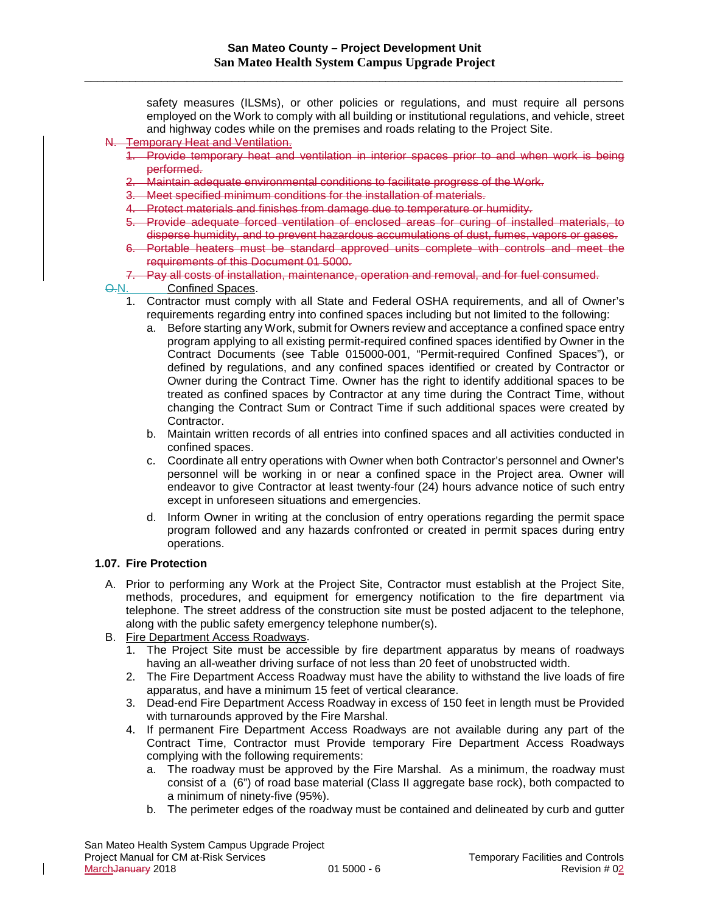safety measures (ILSMs), or other policies or regulations, and must require all persons employed on the Work to comply with all building or institutional regulations, and vehicle, street and highway codes while on the premises and roads relating to the Project Site.

N. ~~Temporary Heat and Ventilation.~~

1. ~~Provide temporary heat and ventilation in interior spaces prior to and when work is being performed.~~
2. ~~Maintain adequate environmental conditions to facilitate progress of the Work.~~
3. ~~Meet specified minimum conditions for the installation of materials.~~
4. ~~Protect materials and finishes from damage due to temperature or humidity.~~
5. ~~Provide adequate forced ventilation of enclosed areas for curing of installed materials, to disperse humidity, and to prevent hazardous accumulations of dust, fumes, vapors or gases.~~
6. ~~Portable heaters must be standard approved units complete with controls and meet the requirements of this Document 01 5000.~~
7. ~~Pay all costs of installation, maintenance, operation and removal, and for fuel consumed.~~

~~O.~~N. Confined Spaces.

1. Contractor must comply with all State and Federal OSHA requirements, and all of Owner's requirements regarding entry into confined spaces including but not limited to the following:
   a. Before starting any Work, submit for Owners review and acceptance a confined space entry program applying to all existing permit-required confined spaces identified by Owner in the Contract Documents (see Table 015000-001, "Permit-required Confined Spaces"), or defined by regulations, and any confined spaces identified or created by Contractor or Owner during the Contract Time. Owner has the right to identify additional spaces to be treated as confined spaces by Contractor at any time during the Contract Time, without changing the Contract Sum or Contract Time if such additional spaces were created by Contractor.
   b. Maintain written records of all entries into confined spaces and all activities conducted in confined spaces.
   c. Coordinate all entry operations with Owner when both Contractor's personnel and Owner's personnel will be working in or near a confined space in the Project area. Owner will endeavor to give Contractor at least twenty-four (24) hours advance notice of such entry except in unforeseen situations and emergencies.
   d. Inform Owner in writing at the conclusion of entry operations regarding the permit space program followed and any hazards confronted or created in permit spaces during entry operations.

### 1.07. Fire Protection

A. Prior to performing any Work at the Project Site, Contractor must establish at the Project Site, methods, procedures, and equipment for emergency notification to the fire department via telephone. The street address of the construction site must be posted adjacent to the telephone, along with the public safety emergency telephone number(s).

B. Fire Department Access Roadways.

1. The Project Site must be accessible by fire department apparatus by means of roadways having an all-weather driving surface of not less than 20 feet of unobstructed width.
2. The Fire Department Access Roadway must have the ability to withstand the live loads of fire apparatus, and have a minimum 15 feet of vertical clearance.
3. Dead-end Fire Department Access Roadway in excess of 150 feet in length must be Provided with turnarounds approved by the Fire Marshal.
4. If permanent Fire Department Access Roadways are not available during any part of the Contract Time, Contractor must Provide temporary Fire Department Access Roadways complying with the following requirements:
   a. The roadway must be approved by the Fire Marshal. As a minimum, the roadway must consist of a (6") of road base material (Class II aggregate base rock), both compacted to a minimum of ninety-five (95%).
   b. The perimeter edges of the roadway must be contained and delineated by curb and gutter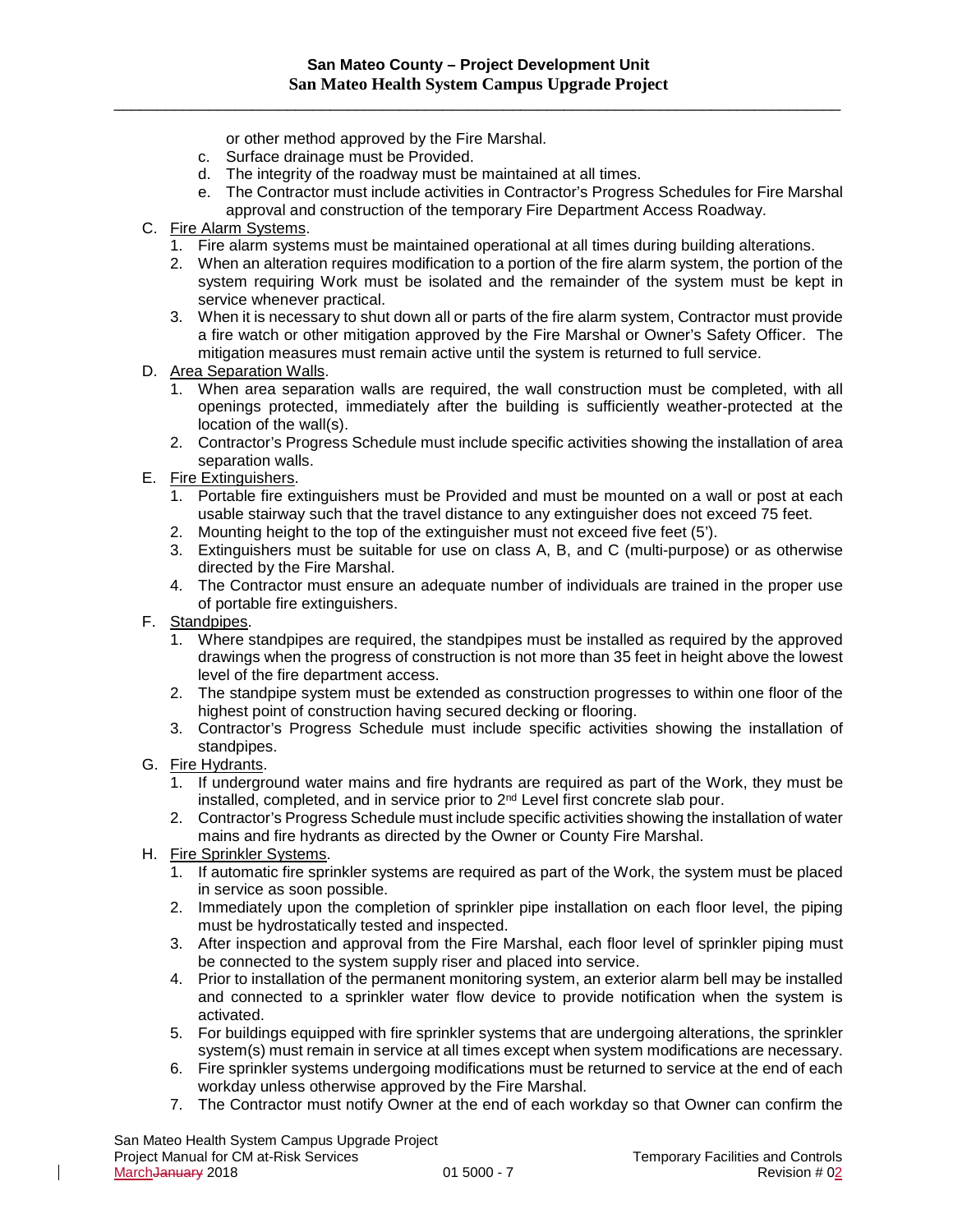or other method approved by the Fire Marshal.

c. Surface drainage must be Provided.
d. The integrity of the roadway must be maintained at all times.
e. The Contractor must include activities in Contractor's Progress Schedules for Fire Marshal approval and construction of the temporary Fire Department Access Roadway.

C. Fire Alarm Systems.
   1. Fire alarm systems must be maintained operational at all times during building alterations.
   2. When an alteration requires modification to a portion of the fire alarm system, the portion of the system requiring Work must be isolated and the remainder of the system must be kept in service whenever practical.
   3. When it is necessary to shut down all or parts of the fire alarm system, Contractor must provide a fire watch or other mitigation approved by the Fire Marshal or Owner's Safety Officer. The mitigation measures must remain active until the system is returned to full service.

D. Area Separation Walls.
   1. When area separation walls are required, the wall construction must be completed, with all openings protected, immediately after the building is sufficiently weather-protected at the location of the wall(s).
   2. Contractor's Progress Schedule must include specific activities showing the installation of area separation walls.

E. Fire Extinguishers.
   1. Portable fire extinguishers must be Provided and must be mounted on a wall or post at each usable stairway such that the travel distance to any extinguisher does not exceed 75 feet.
   2. Mounting height to the top of the extinguisher must not exceed five feet (5').
   3. Extinguishers must be suitable for use on class A, B, and C (multi-purpose) or as otherwise directed by the Fire Marshal.
   4. The Contractor must ensure an adequate number of individuals are trained in the proper use of portable fire extinguishers.

F. Standpipes.
   1. Where standpipes are required, the standpipes must be installed as required by the approved drawings when the progress of construction is not more than 35 feet in height above the lowest level of the fire department access.
   2. The standpipe system must be extended as construction progresses to within one floor of the highest point of construction having secured decking or flooring.
   3. Contractor's Progress Schedule must include specific activities showing the installation of standpipes.

G. Fire Hydrants.
   1. If underground water mains and fire hydrants are required as part of the Work, they must be installed, completed, and in service prior to 2nd Level first concrete slab pour.
   2. Contractor's Progress Schedule must include specific activities showing the installation of water mains and fire hydrants as directed by the Owner or County Fire Marshal.

H. Fire Sprinkler Systems.
   1. If automatic fire sprinkler systems are required as part of the Work, the system must be placed in service as soon possible.
   2. Immediately upon the completion of sprinkler pipe installation on each floor level, the piping must be hydrostatically tested and inspected.
   3. After inspection and approval from the Fire Marshal, each floor level of sprinkler piping must be connected to the system supply riser and placed into service.
   4. Prior to installation of the permanent monitoring system, an exterior alarm bell may be installed and connected to a sprinkler water flow device to provide notification when the system is activated.
   5. For buildings equipped with fire sprinkler systems that are undergoing alterations, the sprinkler system(s) must remain in service at all times except when system modifications are necessary.
   6. Fire sprinkler systems undergoing modifications must be returned to service at the end of each workday unless otherwise approved by the Fire Marshal.
   7. The Contractor must notify Owner at the end of each workday so that Owner can confirm the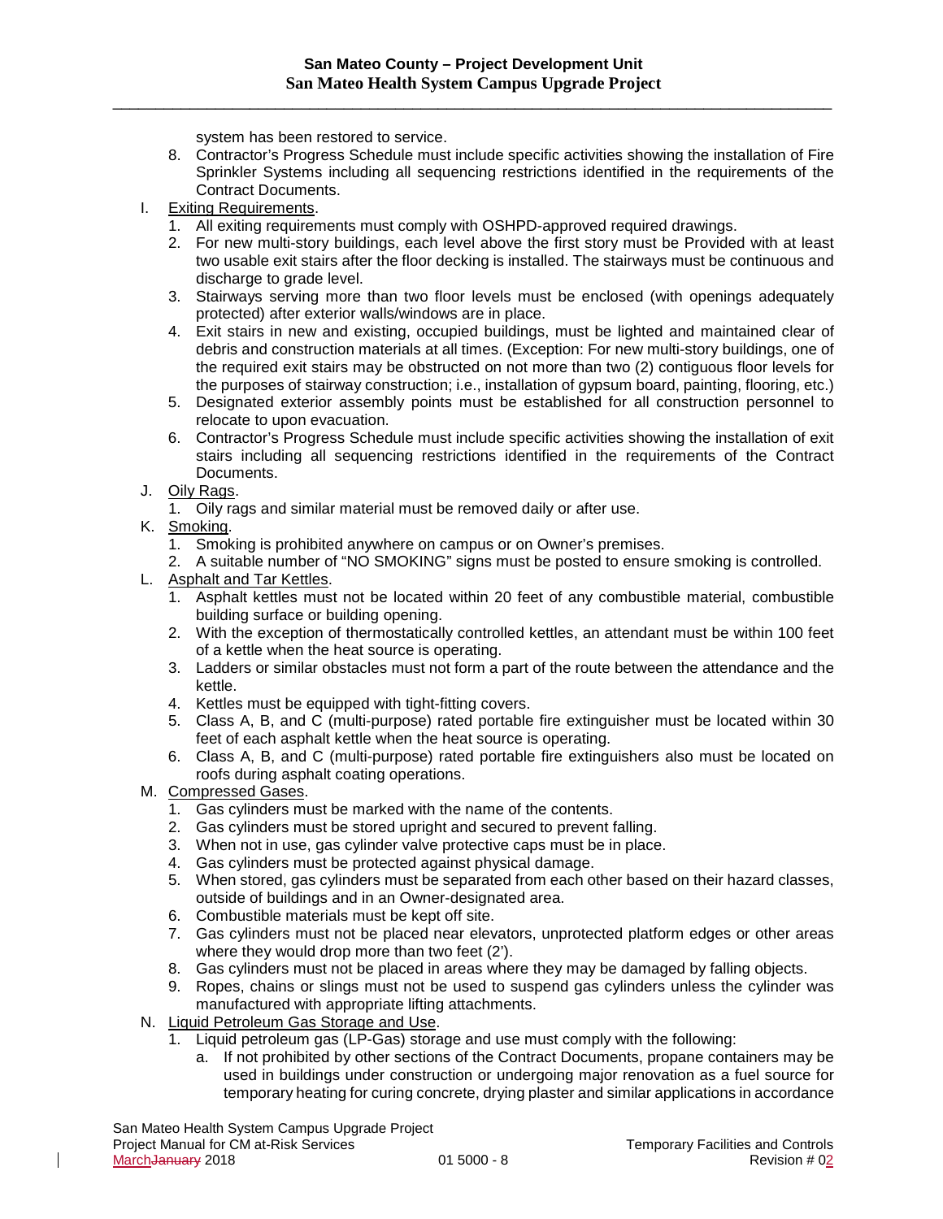system has been restored to service.

8. Contractor's Progress Schedule must include specific activities showing the installation of Fire Sprinkler Systems including all sequencing restrictions identified in the requirements of the Contract Documents.

I. Exiting Requirements.
   1. All exiting requirements must comply with OSHPD-approved required drawings.
   2. For new multi-story buildings, each level above the first story must be Provided with at least two usable exit stairs after the floor decking is installed. The stairways must be continuous and discharge to grade level.
   3. Stairways serving more than two floor levels must be enclosed (with openings adequately protected) after exterior walls/windows are in place.
   4. Exit stairs in new and existing, occupied buildings, must be lighted and maintained clear of debris and construction materials at all times. (Exception: For new multi-story buildings, one of the required exit stairs may be obstructed on not more than two (2) contiguous floor levels for the purposes of stairway construction; i.e., installation of gypsum board, painting, flooring, etc.)
   5. Designated exterior assembly points must be established for all construction personnel to relocate to upon evacuation.
   6. Contractor's Progress Schedule must include specific activities showing the installation of exit stairs including all sequencing restrictions identified in the requirements of the Contract Documents.

J. Oily Rags.
   1. Oily rags and similar material must be removed daily or after use.

K. Smoking.
   1. Smoking is prohibited anywhere on campus or on Owner's premises.
   2. A suitable number of "NO SMOKING" signs must be posted to ensure smoking is controlled.

L. Asphalt and Tar Kettles.
   1. Asphalt kettles must not be located within 20 feet of any combustible material, combustible building surface or building opening.
   2. With the exception of thermostatically controlled kettles, an attendant must be within 100 feet of a kettle when the heat source is operating.
   3. Ladders or similar obstacles must not form a part of the route between the attendance and the kettle.
   4. Kettles must be equipped with tight-fitting covers.
   5. Class A, B, and C (multi-purpose) rated portable fire extinguisher must be located within 30 feet of each asphalt kettle when the heat source is operating.
   6. Class A, B, and C (multi-purpose) rated portable fire extinguishers also must be located on roofs during asphalt coating operations.

M. Compressed Gases.
   1. Gas cylinders must be marked with the name of the contents.
   2. Gas cylinders must be stored upright and secured to prevent falling.
   3. When not in use, gas cylinder valve protective caps must be in place.
   4. Gas cylinders must be protected against physical damage.
   5. When stored, gas cylinders must be separated from each other based on their hazard classes, outside of buildings and in an Owner-designated area.
   6. Combustible materials must be kept off site.
   7. Gas cylinders must not be placed near elevators, unprotected platform edges or other areas where they would drop more than two feet (2').
   8. Gas cylinders must not be placed in areas where they may be damaged by falling objects.
   9. Ropes, chains or slings must not be used to suspend gas cylinders unless the cylinder was manufactured with appropriate lifting attachments.

N. Liquid Petroleum Gas Storage and Use.
   1. Liquid petroleum gas (LP-Gas) storage and use must comply with the following:
      a. If not prohibited by other sections of the Contract Documents, propane containers may be used in buildings under construction or undergoing major renovation as a fuel source for temporary heating for curing concrete, drying plaster and similar applications in accordance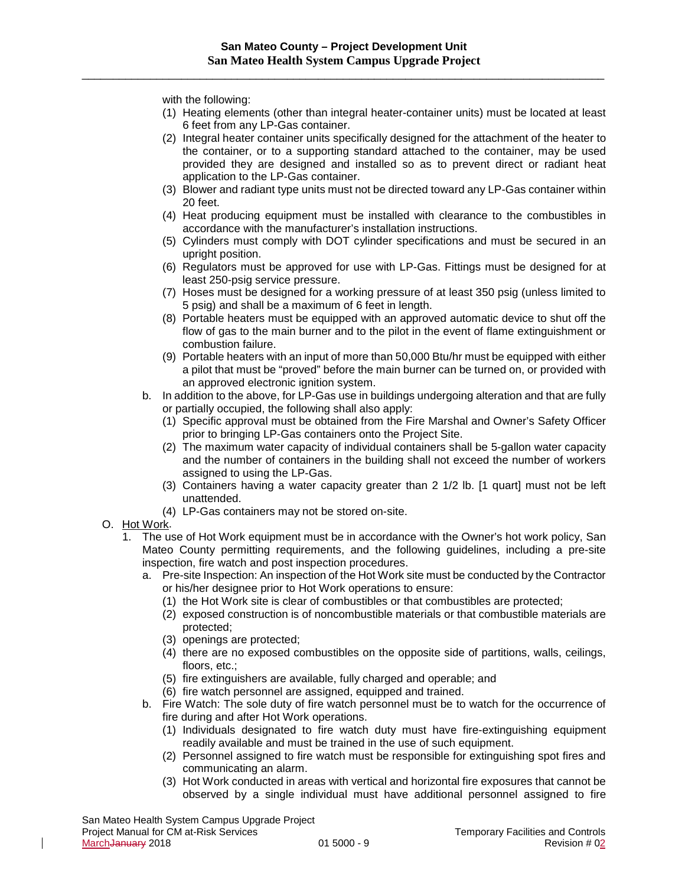with the following:

(1) Heating elements (other than integral heater-container units) must be located at least 6 feet from any LP-Gas container.

(2) Integral heater container units specifically designed for the attachment of the heater to the container, or to a supporting standard attached to the container, may be used provided they are designed and installed so as to prevent direct or radiant heat application to the LP-Gas container.

(3) Blower and radiant type units must not be directed toward any LP-Gas container within 20 feet.

(4) Heat producing equipment must be installed with clearance to the combustibles in accordance with the manufacturer's installation instructions.

(5) Cylinders must comply with DOT cylinder specifications and must be secured in an upright position.

(6) Regulators must be approved for use with LP-Gas. Fittings must be designed for at least 250-psig service pressure.

(7) Hoses must be designed for a working pressure of at least 350 psig (unless limited to 5 psig) and shall be a maximum of 6 feet in length.

(8) Portable heaters must be equipped with an approved automatic device to shut off the flow of gas to the main burner and to the pilot in the event of flame extinguishment or combustion failure.

(9) Portable heaters with an input of more than 50,000 Btu/hr must be equipped with either a pilot that must be "proved" before the main burner can be turned on, or provided with an approved electronic ignition system.

b. In addition to the above, for LP-Gas use in buildings undergoing alteration and that are fully or partially occupied, the following shall also apply:

(1) Specific approval must be obtained from the Fire Marshal and Owner's Safety Officer prior to bringing LP-Gas containers onto the Project Site.

(2) The maximum water capacity of individual containers shall be 5-gallon water capacity and the number of containers in the building shall not exceed the number of workers assigned to using the LP-Gas.

(3) Containers having a water capacity greater than 2 1/2 lb. [1 quart] must not be left unattended.

(4) LP-Gas containers may not be stored on-site.

O. Hot Work.

1. The use of Hot Work equipment must be in accordance with the Owner's hot work policy, San Mateo County permitting requirements, and the following guidelines, including a pre-site inspection, fire watch and post inspection procedures.

a. Pre-site Inspection: An inspection of the Hot Work site must be conducted by the Contractor or his/her designee prior to Hot Work operations to ensure:

(1) the Hot Work site is clear of combustibles or that combustibles are protected;

(2) exposed construction is of noncombustible materials or that combustible materials are protected;

(3) openings are protected;

(4) there are no exposed combustibles on the opposite side of partitions, walls, ceilings, floors, etc.;

(5) fire extinguishers are available, fully charged and operable; and

(6) fire watch personnel are assigned, equipped and trained.

b. Fire Watch: The sole duty of fire watch personnel must be to watch for the occurrence of fire during and after Hot Work operations.

(1) Individuals designated to fire watch duty must have fire-extinguishing equipment readily available and must be trained in the use of such equipment.

(2) Personnel assigned to fire watch must be responsible for extinguishing spot fires and communicating an alarm.

(3) Hot Work conducted in areas with vertical and horizontal fire exposures that cannot be observed by a single individual must have additional personnel assigned to fire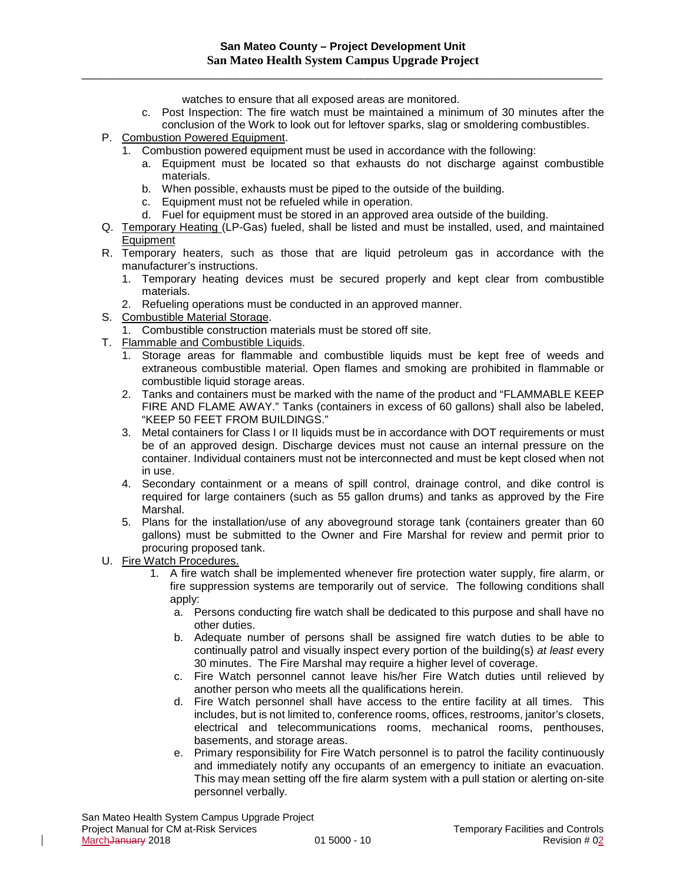watches to ensure that all exposed areas are monitored.

   c. Post Inspection: The fire watch must be maintained a minimum of 30 minutes after the conclusion of the Work to look out for leftover sparks, slag or smoldering combustibles.

P. Combustion Powered Equipment.
   1. Combustion powered equipment must be used in accordance with the following:
      a. Equipment must be located so that exhausts do not discharge against combustible materials.
      b. When possible, exhausts must be piped to the outside of the building.
      c. Equipment must not be refueled while in operation.
      d. Fuel for equipment must be stored in an approved area outside of the building.

Q. Temporary Heating (LP-Gas) fueled, shall be listed and must be installed, used, and maintained Equipment

R. Temporary heaters, such as those that are liquid petroleum gas in accordance with the manufacturer's instructions.
   1. Temporary heating devices must be secured properly and kept clear from combustible materials.
   2. Refueling operations must be conducted in an approved manner.

S. Combustible Material Storage.
   1. Combustible construction materials must be stored off site.

T. Flammable and Combustible Liquids.
   1. Storage areas for flammable and combustible liquids must be kept free of weeds and extraneous combustible material. Open flames and smoking are prohibited in flammable or combustible liquid storage areas.
   2. Tanks and containers must be marked with the name of the product and "FLAMMABLE KEEP FIRE AND FLAME AWAY." Tanks (containers in excess of 60 gallons) shall also be labeled, "KEEP 50 FEET FROM BUILDINGS."
   3. Metal containers for Class I or II liquids must be in accordance with DOT requirements or must be of an approved design. Discharge devices must not cause an internal pressure on the container. Individual containers must not be interconnected and must be kept closed when not in use.
   4. Secondary containment or a means of spill control, drainage control, and dike control is required for large containers (such as 55 gallon drums) and tanks as approved by the Fire Marshal.
   5. Plans for the installation/use of any aboveground storage tank (containers greater than 60 gallons) must be submitted to the Owner and Fire Marshal for review and permit prior to procuring proposed tank.

U. Fire Watch Procedures.
   1. A fire watch shall be implemented whenever fire protection water supply, fire alarm, or fire suppression systems are temporarily out of service. The following conditions shall apply:
      a. Persons conducting fire watch shall be dedicated to this purpose and shall have no other duties.
      b. Adequate number of persons shall be assigned fire watch duties to be able to continually patrol and visually inspect every portion of the building(s) *at least* every 30 minutes. The Fire Marshal may require a higher level of coverage.
      c. Fire Watch personnel cannot leave his/her Fire Watch duties until relieved by another person who meets all the qualifications herein.
      d. Fire Watch personnel shall have access to the entire facility at all times. This includes, but is not limited to, conference rooms, offices, restrooms, janitor's closets, electrical and telecommunications rooms, mechanical rooms, penthouses, basements, and storage areas.
      e. Primary responsibility for Fire Watch personnel is to patrol the facility continuously and immediately notify any occupants of an emergency to initiate an evacuation. This may mean setting off the fire alarm system with a pull station or alerting on-site personnel verbally.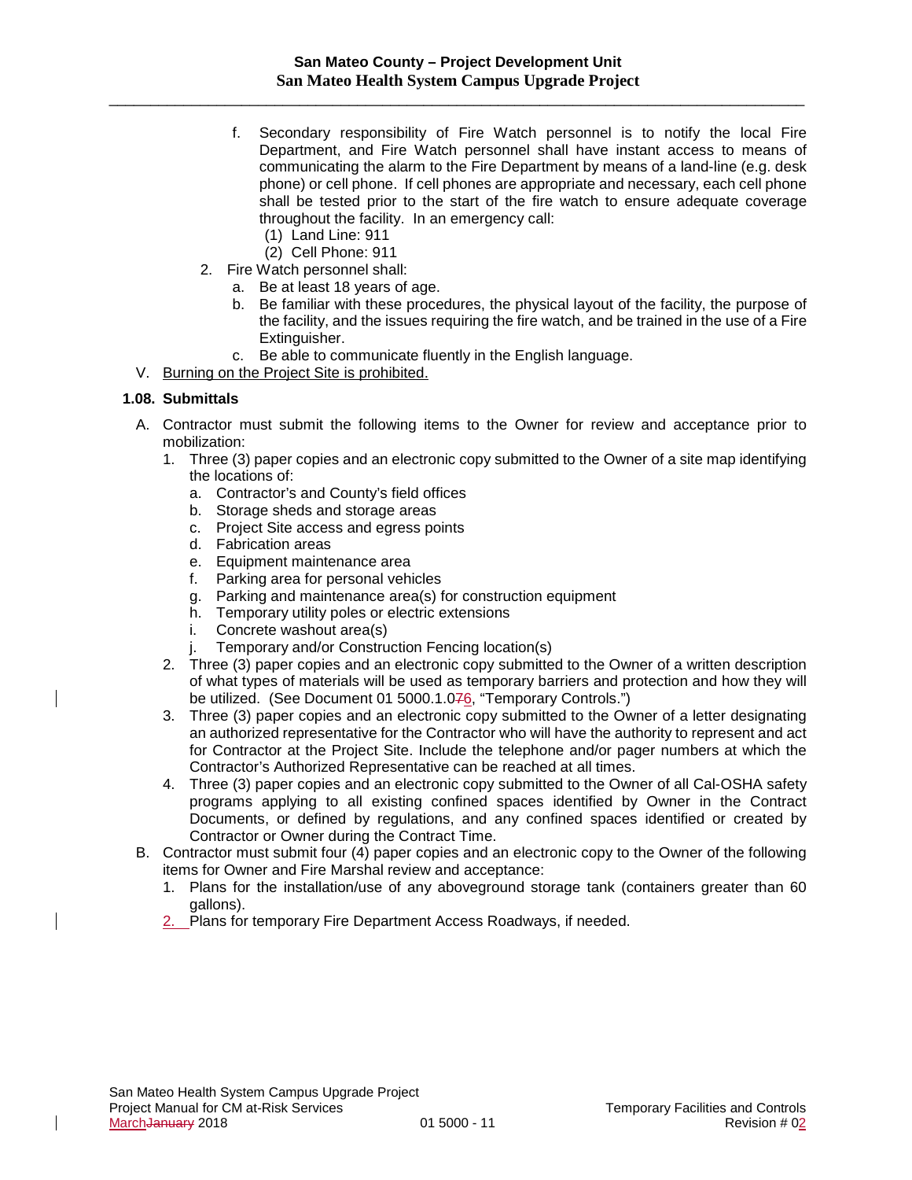f. Secondary responsibility of Fire Watch personnel is to notify the local Fire Department, and Fire Watch personnel shall have instant access to means of communicating the alarm to the Fire Department by means of a land-line (e.g. desk phone) or cell phone. If cell phones are appropriate and necessary, each cell phone shall be tested prior to the start of the fire watch to ensure adequate coverage throughout the facility. In an emergency call:
   (1) Land Line: 911
   (2) Cell Phone: 911

2. Fire Watch personnel shall:
   a. Be at least 18 years of age.
   b. Be familiar with these procedures, the physical layout of the facility, the purpose of the facility, and the issues requiring the fire watch, and be trained in the use of a Fire Extinguisher.
   c. Be able to communicate fluently in the English language.

V. Burning on the Project Site is prohibited.

### 1.08. Submittals

A. Contractor must submit the following items to the Owner for review and acceptance prior to mobilization:
   1. Three (3) paper copies and an electronic copy submitted to the Owner of a site map identifying the locations of:
      a. Contractor's and County's field offices
      b. Storage sheds and storage areas
      c. Project Site access and egress points
      d. Fabrication areas
      e. Equipment maintenance area
      f. Parking area for personal vehicles
      g. Parking and maintenance area(s) for construction equipment
      h. Temporary utility poles or electric extensions
      i. Concrete washout area(s)
      j. Temporary and/or Construction Fencing location(s)
   2. Three (3) paper copies and an electronic copy submitted to the Owner of a written description of what types of materials will be used as temporary barriers and protection and how they will be utilized. (See Document 01 5000.1.0~~7~~6, "Temporary Controls.")
   3. Three (3) paper copies and an electronic copy submitted to the Owner of a letter designating an authorized representative for the Contractor who will have the authority to represent and act for Contractor at the Project Site. Include the telephone and/or pager numbers at which the Contractor's Authorized Representative can be reached at all times.
   4. Three (3) paper copies and an electronic copy submitted to the Owner of all Cal-OSHA safety programs applying to all existing confined spaces identified by Owner in the Contract Documents, or defined by regulations, and any confined spaces identified or created by Contractor or Owner during the Contract Time.

B. Contractor must submit four (4) paper copies and an electronic copy to the Owner of the following items for Owner and Fire Marshal review and acceptance:
   1. Plans for the installation/use of any aboveground storage tank (containers greater than 60 gallons).
   2. Plans for temporary Fire Department Access Roadways, if needed.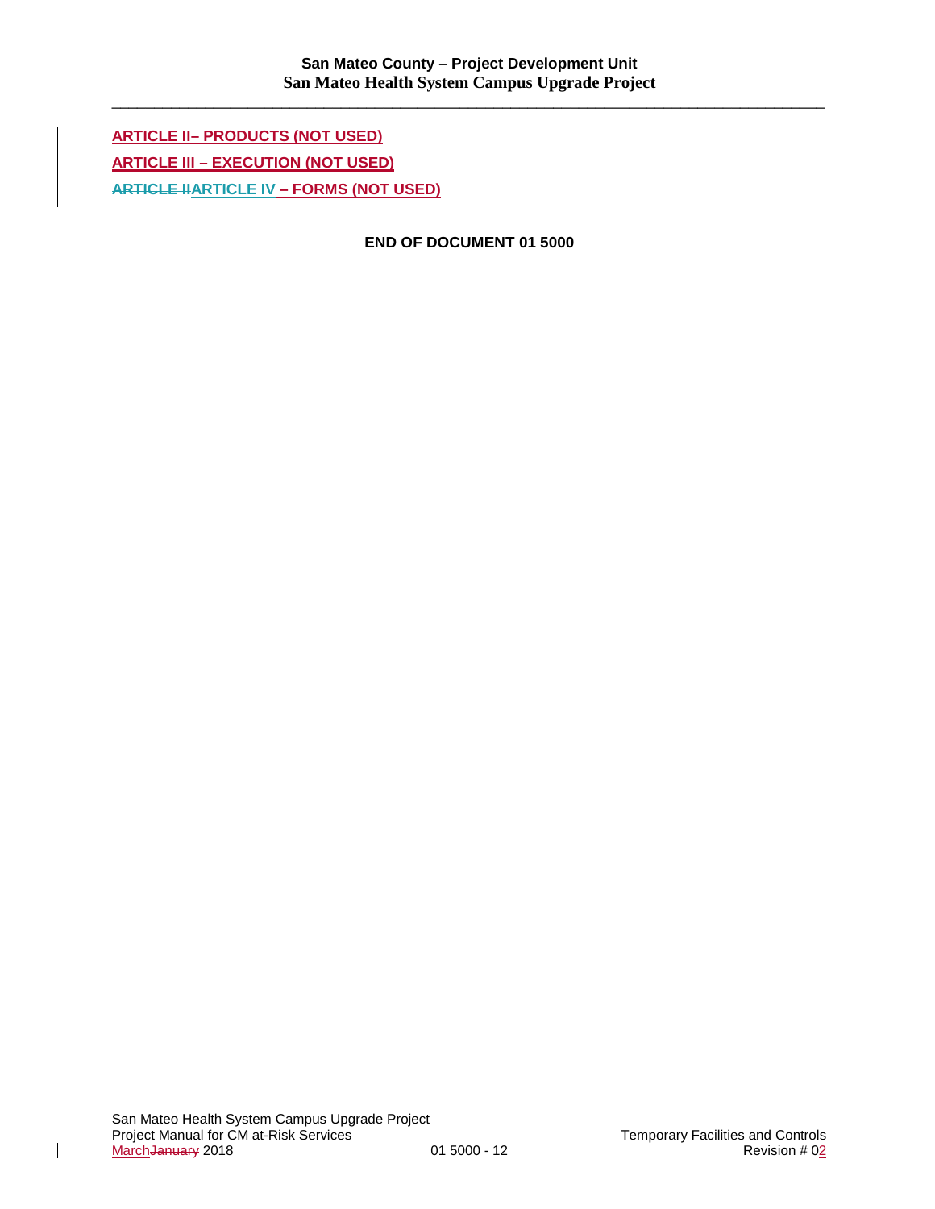**ARTICLE II– PRODUCTS (NOT USED)**

**ARTICLE III – EXECUTION (NOT USED)**

**~~ARTICLE II~~ARTICLE IV – FORMS (NOT USED)**

**END OF DOCUMENT 01 5000**